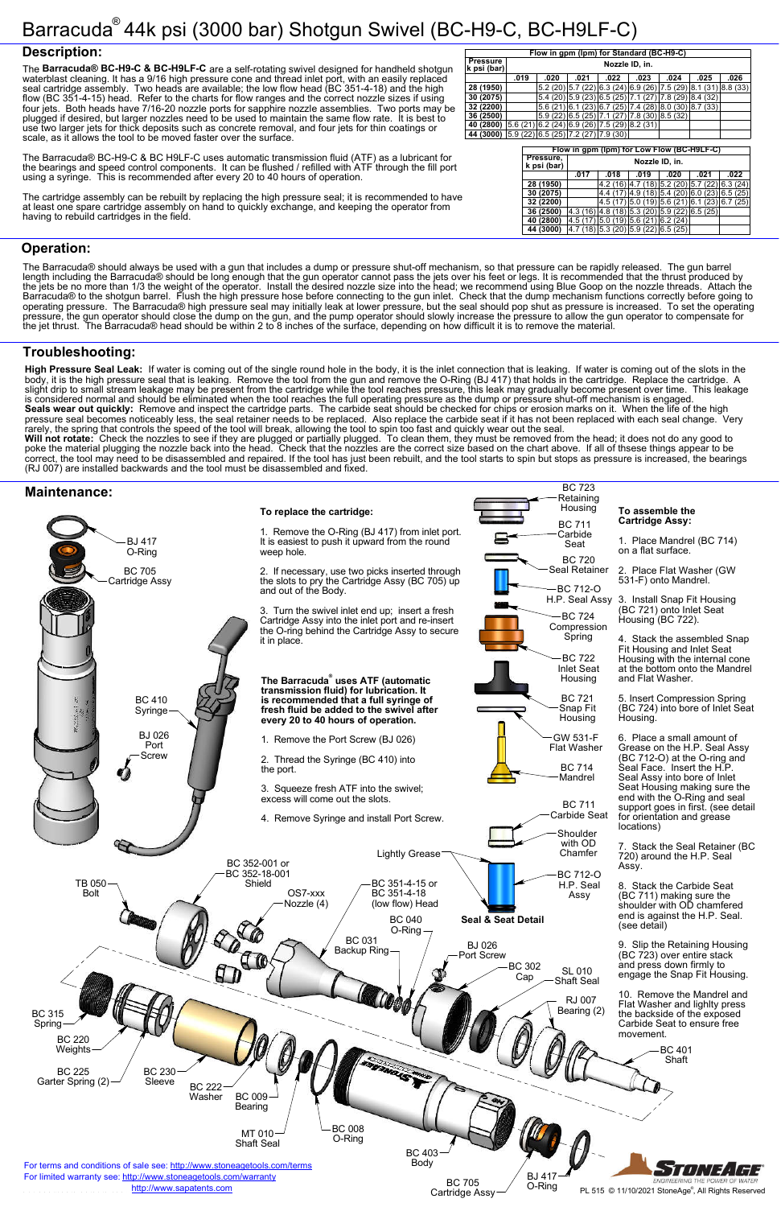# Barracuda® 44k psi (3000 bar) Shotgun Swivel (BC-H9-C, BC-H9LF-C)

## Description:

The **Barracuda® BC-H9-C & BC-H9LF-C** are a self-rotating swivel designed for handheld shotgun waterblast cleaning. It has a 9/16 high pressure cone and thread inlet port, with an easily replaced seal cartridge assembly. Two heads are available; the low flow head (BC 351-4-18) and the high flow (BC 351-4-15) head. Refer to the charts for flow ranges and the correct nozzle sizes if using four jets. Both heads have 7/16-20 nozzle ports for sapphire nozzle assemblies. Two ports may be plugged if desired, but larger nozzles need to be used to maintain the same flow rate. It is best to use two larger jets for thick deposits such as concrete removal, and four jets for thin coatings or scale, as it allows the tool to be moved faster over the surface.

The Barracuda® BC-H9-C & BC H9LF-C uses automatic transmission fluid (ATF) as a lubricant for the bearings and speed control components. It can be filled / refilled with ATF through the fill port using a syringe. This is recommended after every 20 to 40 hours of operation.

The cartridge assembly can be rebuilt by replacing the high pressure seal; it is recommended to have at least one spare cartridge assembly on hand to quickly exchange, and keeping the operator from having to rebuild cartridges in the field.

**Flow in gpm (lpm) for Standard (BC-H9-C)**

| Pressure k psi (bar) | Nozzle ID, in. | | | | | | | |
|---|---|---|---|---|---|---|---|---|
| | .019 | .020 | .021 | .022 | .023 | .024 | .025 | .026 |
| 28 (1950) | | 5.2 (20) | 5.7 (22) | 6.3 (24) | 6.9 (26) | 7.5 (29) | 8.1 (31) | 8.8 (33) |
| 30 (2075) | | 5.4 (20) | 5.9 (23) | 6.5 (25) | 7.1 (27) | 7.8 (29) | 8.4 (32) | |
| 32 (2200) | | 5.6 (21) | 6.1 (23) | 6.7 (25) | 7.4 (28) | 8.0 (30) | 8.7 (33) | |
| 36 (2500) | | 5.9 (22) | 6.5 (25) | 7.1 (27) | 7.8 (30) | 8.5 (32) | | |
| 40 (2800) | 5.6 (21) | 6.2 (24) | 6.9 (26) | 7.5 (29) | 8.2 (31) | | | |
| 44 (3000) | 5.9 (22) | 6.5 (25) | 7.2 (27) | 7.9 (30) | | | | |

**Flow in gpm (lpm) for Low Flow (BC-H9LF-C)**

| Pressure, k psi (bar) | Nozzle ID, in. | | | | | |
|---|---|---|---|---|---|---|
| | .017 | .018 | .019 | .020 | .021 | .022 |
| 28 (1950) | | 4.2 (16) | 4.7 (18) | 5.2 (20) | 5.7 (22) | 6.3 (24) |
| 30 (2075) | | 4.4 (17) | 4.9 (18) | 5.4 (20) | 6.0 (23) | 6.5 (25) |
| 32 (2200) | | 4.5 (17) | 5.0 (19) | 5.6 (21) | 6.1 (23) | 6.7 (25) |
| 36 (2500) | 4.3 (16) | 4.8 (18) | 5.3 (20) | 5.9 (22) | 6.5 (25) | |
| 40 (2800) | 4.5 (17) | 5.0 (19) | 5.6 (21) | 6.2 (24) | | |
| 44 (3000) | 4.7 (18) | 5.3 (20) | 5.9 (22) | 6.5 (25) | | |

## Operation:

The Barracuda® should always be used with a gun that includes a dump or pressure shut-off mechanism, so that pressure can be rapidly released. The gun barrel length including the Barracuda® should be long enough that the gun operator cannot pass the jets over his feet or legs. It is recommended that the thrust produced by the jets be no more than 1/3 the weight of the operator. Install the desired nozzle size into the head; we recommend using Blue Goop on the nozzle threads. Attach the Barracuda® to the shotgun barrel. Flush the high pressure hose before connecting to the gun inlet. Check that the dump mechanism functions correctly before going to operating pressure. The Barracuda® high pressure seal may initially leak at lower pressure, but the seal should pop shut as pressure is increased. To set the operating pressure, the gun operator should close the dump on the gun, and the pump operator should slowly increase the pressure to allow the gun operator to compensate for the jet thrust. The Barracuda® head should be within 2 to 8 inches of the surface, depending on how difficult it is to remove the material.

## Troubleshooting:

**High Pressure Seal Leak:** If water is coming out of the single round hole in the body, it is the inlet connection that is leaking. If water is coming out of the slots in the body, it is the high pressure seal that is leaking. Remove the tool from the gun and remove the O-Ring (BJ 417) that holds in the cartridge. Replace the cartridge. A slight drip to small stream leakage may be present from the cartridge while the tool reaches pressure, this leak may gradually become present over time. This leakage is considered normal and should be eliminated when the tool reaches the full operating pressure as the dump or pressure shut-off mechanism is engaged.
**Seals wear out quickly:** Remove and inspect the cartridge parts. The carbide seat should be checked for chips or erosion marks on it. When the life of the high pressure seal becomes noticeably less, the seal retainer needs to be replaced. Also replace the carbide seat if it has not been replaced with each seal change. Very rarely, the spring that controls the speed of the tool will break, allowing the tool to spin too fast and quickly wear out the seal.
**Will not rotate:** Check the nozzles to see if they are plugged or partially plugged. To clean them, they must be removed from the head; it does not do any good to poke the material plugging the nozzle back into the head. Check that the nozzles are the correct size based on the chart above. If all of thsese things appear to be correct, the tool may need to be disassembled and repaired. If the tool has just been rebuilt, and the tool starts to spin but stops as pressure is increased, the bearings (RJ 007) are installed backwards and the tool must be disassembled and fixed.

## Maintenance:

BJ 417 O-Ring
BC 705 Cartridge Assy
BC 410 Syringe
BJ 026 Port Screw

**To replace the cartridge:**

1. Remove the O-Ring (BJ 417) from inlet port. It is easiest to push it upward from the round weep hole.

2. If necessary, use two picks inserted through the slots to pry the Cartridge Assy (BC 705) up and out of the Body.

3. Turn the swivel inlet end up; insert a fresh Cartridge Assy into the inlet port and re-insert the O-ring behind the Cartridge Assy to secure it in place.

**The Barracuda® uses ATF (automatic transmission fluid) for lubrication. It is recommended that a full syringe of fresh fluid be added to the swivel after every 20 to 40 hours of operation.**

1. Remove the Port Screw (BJ 026)

2. Thread the Syringe (BC 410) into the port.

3. Squeeze fresh ATF into the swivel; excess will come out the slots.

4. Remove Syringe and install Port Screw.

**Seal & Seat Detail**

BC 723 Retaining Housing
BC 711 Carbide Seat
BC 720 Seal Retainer
BC 712-O H.P. Seal Assy
BC 724 Compression Spring
BC 722 Inlet Seat Housing
BC 721 Snap Fit Housing
GW 531-F Flat Washer
BC 714 Mandrel
BC 711 Carbide Seat
Shoulder with OD Chamfer
Lightly Grease
BC 712-O H.P. Seal Assy

**To assemble the Cartridge Assy:**

1. Place Mandrel (BC 714) on a flat surface.

2. Place Flat Washer (GW 531-F) onto Mandrel.

3. Install Snap Fit Housing (BC 721) onto Inlet Seat Housing (BC 722).

4. Stack the assembled Snap Fit Housing and Inlet Seat Housing with the internal cone at the bottom onto the Mandrel and Flat Washer.

5. Insert Compression Spring (BC 724) into bore of Inlet Seat Housing.

6. Place a small amount of Grease on the H.P. Seal Assy (BC 712-O) at the O-ring and Seal Face. Insert the H.P. Seal Assy into bore of Inlet Seat Housing making sure the end with the O-Ring and seal support goes in first. (see detail for orientation and grease locations)

7. Stack the Seal Retainer (BC 720) around the H.P. Seal Assy.

8. Stack the Carbide Seat (BC 711) making sure the shoulder with OD chamfered end is against the H.P. Seal. (see detail)

9. Slip the Retaining Housing (BC 723) over entire stack and press down firmly to engage the Snap Fit Housing.

10. Remove the Mandrel and Flat Washer and lighly press the backside of the exposed Carbide Seat to ensure free movement.

TB 050 Bolt
BC 352-001 or BC 352-18-001 Shield
OS7-xxx Nozzle (4)
BC 351-4-15 or BC 351-4-18 (low flow) Head
BC 040 O-Ring
BC 031 Backup Ring
BJ 026 Port Screw
BC 302 Cap
SL 010 Shaft Seal
RJ 007 Bearing (2)
BC 401 Shaft
BC 315 Spring
BC 220 Weights
BC 225 Garter Spring (2)
BC 230 Sleeve
BC 222 Washer
BC 009 Bearing
MT 010 Shaft Seal
BC 008 O-Ring
BC 403 Body
BC 705 Cartridge Assy
BJ 417 O-Ring

For terms and conditions of sale see: http://www.stoneagetools.com/terms
For limited warranty see: http://www.stoneagetools.com/warranty
http://www.sapatents.com

PL 515 © 11/10/2021 StoneAge®, All Rights Reserved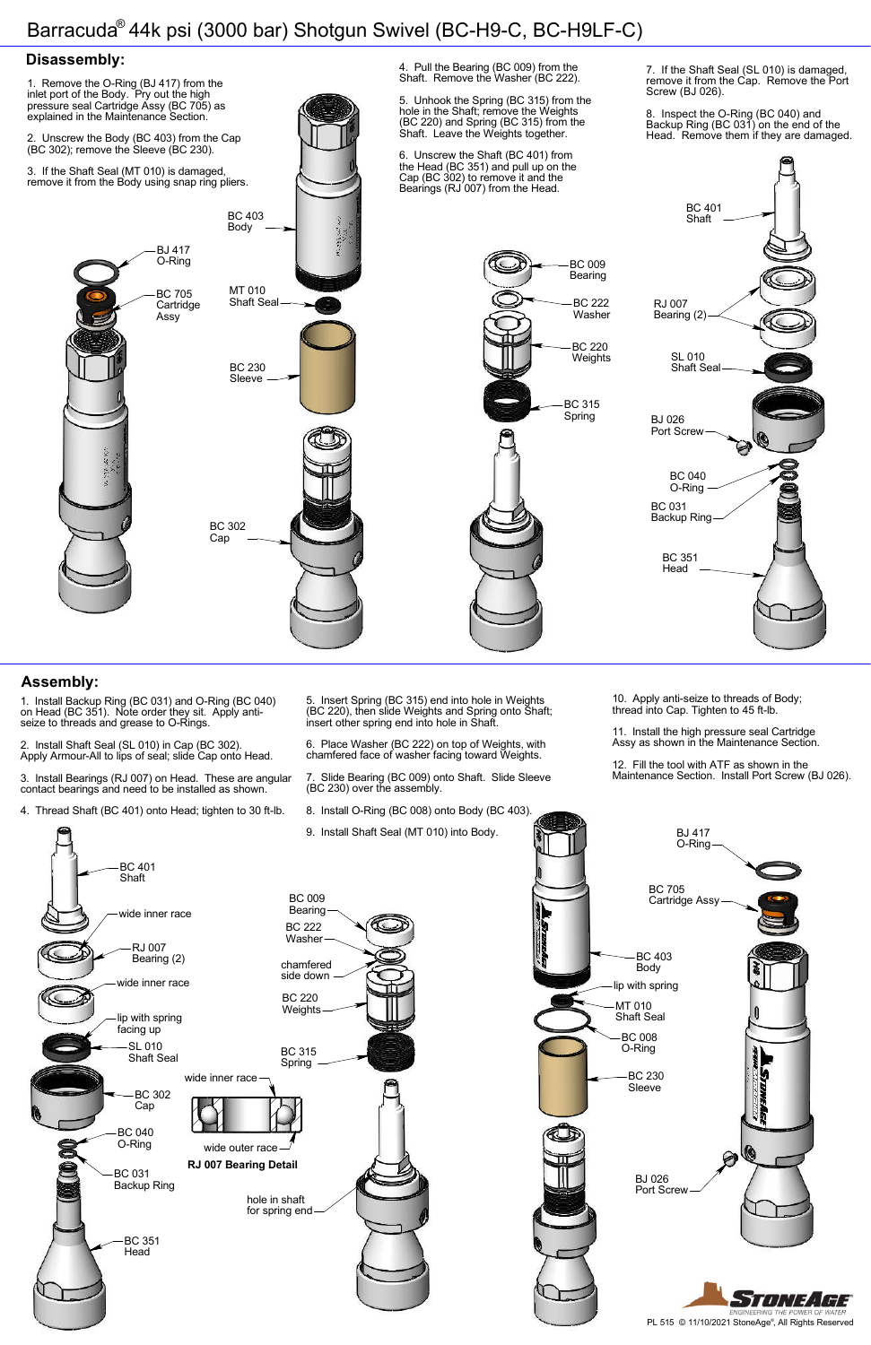# Barracuda® 44k psi (3000 bar) Shotgun Swivel (BC-H9-C, BC-H9LF-C)

## Disassembly:

1. Remove the O-Ring (BJ 417) from the inlet port of the Body. Pry out the high pressure seal Cartridge Assy (BC 705) as explained in the Maintenance Section.

2. Unscrew the Body (BC 403) from the Cap (BC 302); remove the Sleeve (BC 230).

3. If the Shaft Seal (MT 010) is damaged, remove it from the Body using snap ring pliers.

4. Pull the Bearing (BC 009) from the Shaft. Remove the Washer (BC 222).

5. Unhook the Spring (BC 315) from the hole in the Shaft; remove the Weights (BC 220) and Spring (BC 315) from the Shaft. Leave the Weights together.

6. Unscrew the Shaft (BC 401) from the Head (BC 351) and pull up on the Cap (BC 302) to remove it and the Bearings (RJ 007) from the Head.

7. If the Shaft Seal (SL 010) is damaged, remove it from the Cap. Remove the Port Screw (BJ 026).

8. Inspect the O-Ring (BC 040) and Backup Ring (BC 031) on the end of the Head. Remove them if they are damaged.

BJ 417 O-Ring
BC 705 Cartridge Assy
BC 403 Body
MT 010 Shaft Seal
BC 230 Sleeve
BC 302 Cap
BC 009 Bearing
BC 222 Washer
BC 220 Weights
BC 315 Spring
BC 401 Shaft
RJ 007 Bearing (2)
SL 010 Shaft Seal
BJ 026 Port Screw
BC 040 O-Ring
BC 031 Backup Ring
BC 351 Head

## Assembly:

1. Install Backup Ring (BC 031) and O-Ring (BC 040) on Head (BC 351). Note order they sit. Apply anti-seize to threads and grease to O-Rings.

2. Install Shaft Seal (SL 010) in Cap (BC 302). Apply Armour-All to lips of seal; slide Cap onto Head.

3. Install Bearings (RJ 007) on Head. These are angular contact bearings and need to be installed as shown.

4. Thread Shaft (BC 401) onto Head; tighten to 30 ft-lb.

5. Insert Spring (BC 315) end into hole in Weights (BC 220), then slide Weights and Spring onto Shaft; insert other spring end into hole in Shaft.

6. Place Washer (BC 222) on top of Weights, with chamfered face of washer facing toward Weights.

7. Slide Bearing (BC 009) onto Shaft. Slide Sleeve (BC 230) over the assembly.

8. Install O-Ring (BC 008) onto Body (BC 403).

9. Install Shaft Seal (MT 010) into Body.

10. Apply anti-seize to threads of Body; thread into Cap. Tighten to 45 ft-lb.

11. Install the high pressure seal Cartridge Assy as shown in the Maintenance Section.

12. Fill the tool with ATF as shown in the Maintenance Section. Install Port Screw (BJ 026).

BC 401 Shaft
wide inner race
RJ 007 Bearing (2)
wide inner race
lip with spring facing up
SL 010 Shaft Seal
BC 302 Cap
BC 040 O-Ring
BC 031 Backup Ring
BC 351 Head
BC 009 Bearing
BC 222 Washer
chamfered side down
BC 220 Weights
BC 315 Spring
wide inner race
wide outer race
**RJ 007 Bearing Detail**
hole in shaft for spring end
BJ 417 O-Ring
BC 705 Cartridge Assy
BC 403 Body
lip with spring
MT 010 Shaft Seal
BC 008 O-Ring
BC 230 Sleeve
BJ 026 Port Screw

STONEAGE ENGINEERING THE POWER OF WATER

PL 515 © 11/10/2021 StoneAge®, All Rights Reserved